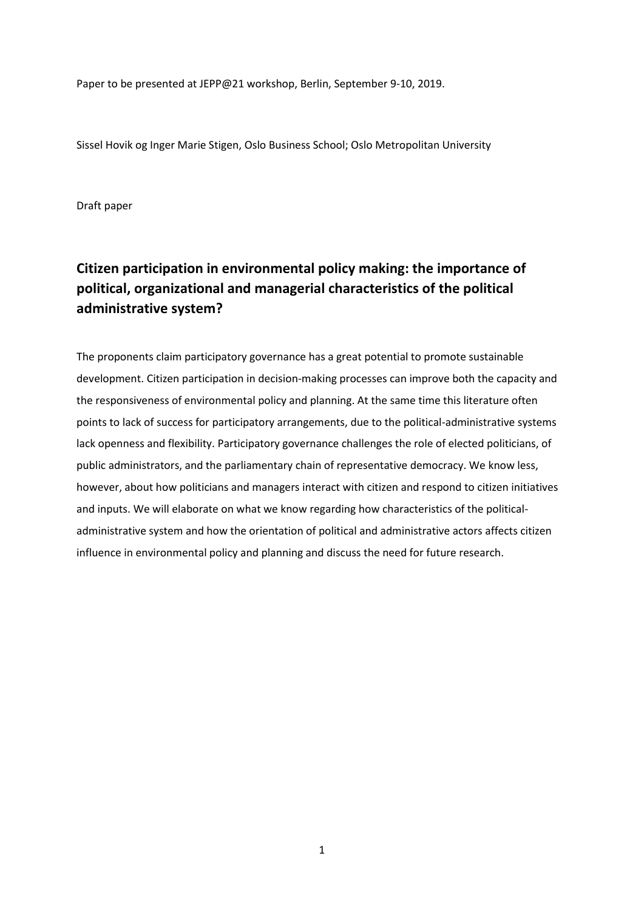Paper to be presented at JEPP@21 workshop, Berlin, September 9-10, 2019.

Sissel Hovik og Inger Marie Stigen, Oslo Business School; Oslo Metropolitan University

Draft paper

## Citizen participation in environmental policy making: the importance of political, organizational and managerial characteristics of the political administrative system?

The proponents claim participatory governance has a great potential to promote sustainable development. Citizen participation in decision-making processes can improve both the capacity and the responsiveness of environmental policy and planning. At the same time this literature often points to lack of success for participatory arrangements, due to the political-administrative systems lack openness and flexibility. Participatory governance challenges the role of elected politicians, of public administrators, and the parliamentary chain of representative democracy. We know less, however, about how politicians and managers interact with citizen and respond to citizen initiatives and inputs. We will elaborate on what we know regarding how characteristics of the political-administrative system and how the orientation of political and administrative actors affects citizen influence in environmental policy and planning and discuss the need for future research.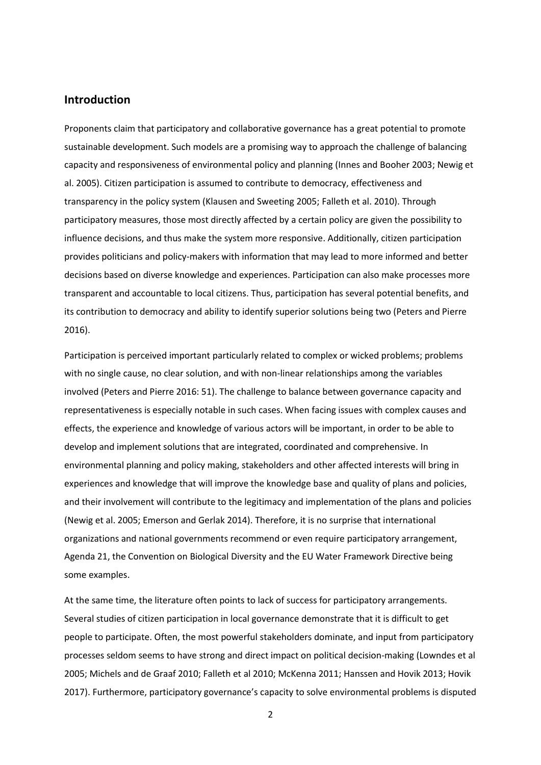## Introduction

Proponents claim that participatory and collaborative governance has a great potential to promote sustainable development. Such models are a promising way to approach the challenge of balancing capacity and responsiveness of environmental policy and planning (Innes and Booher 2003; Newig et al. 2005). Citizen participation is assumed to contribute to democracy, effectiveness and transparency in the policy system (Klausen and Sweeting 2005; Falleth et al. 2010). Through participatory measures, those most directly affected by a certain policy are given the possibility to influence decisions, and thus make the system more responsive. Additionally, citizen participation provides politicians and policy-makers with information that may lead to more informed and better decisions based on diverse knowledge and experiences. Participation can also make processes more transparent and accountable to local citizens. Thus, participation has several potential benefits, and its contribution to democracy and ability to identify superior solutions being two (Peters and Pierre 2016).

Participation is perceived important particularly related to complex or wicked problems; problems with no single cause, no clear solution, and with non-linear relationships among the variables involved (Peters and Pierre 2016: 51). The challenge to balance between governance capacity and representativeness is especially notable in such cases. When facing issues with complex causes and effects, the experience and knowledge of various actors will be important, in order to be able to develop and implement solutions that are integrated, coordinated and comprehensive. In environmental planning and policy making, stakeholders and other affected interests will bring in experiences and knowledge that will improve the knowledge base and quality of plans and policies, and their involvement will contribute to the legitimacy and implementation of the plans and policies (Newig et al. 2005; Emerson and Gerlak 2014). Therefore, it is no surprise that international organizations and national governments recommend or even require participatory arrangement, Agenda 21, the Convention on Biological Diversity and the EU Water Framework Directive being some examples.

At the same time, the literature often points to lack of success for participatory arrangements. Several studies of citizen participation in local governance demonstrate that it is difficult to get people to participate. Often, the most powerful stakeholders dominate, and input from participatory processes seldom seems to have strong and direct impact on political decision-making (Lowndes et al 2005; Michels and de Graaf 2010; Falleth et al 2010; McKenna 2011; Hanssen and Hovik 2013; Hovik 2017). Furthermore, participatory governance's capacity to solve environmental problems is disputed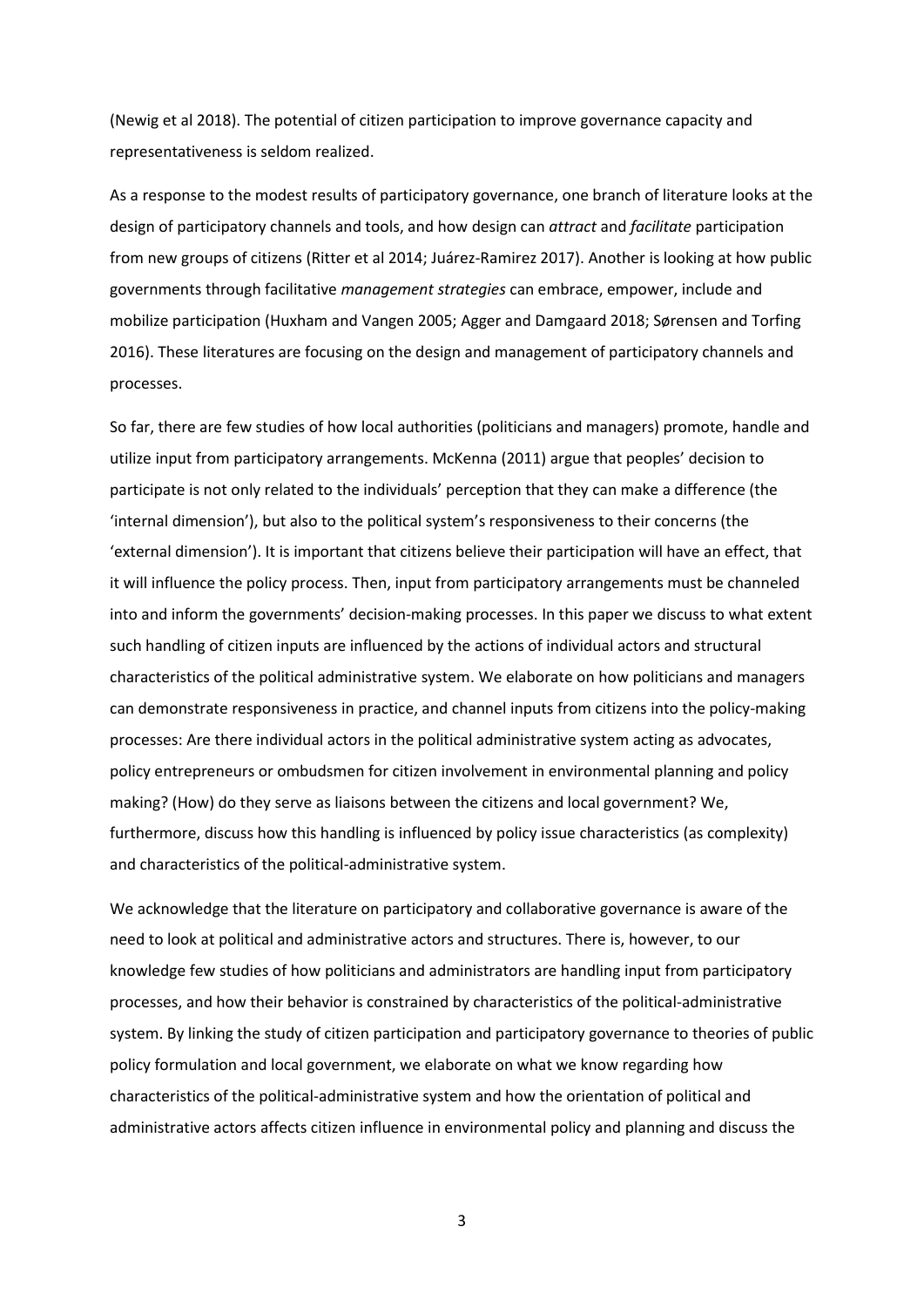(Newig et al 2018). The potential of citizen participation to improve governance capacity and representativeness is seldom realized.

As a response to the modest results of participatory governance, one branch of literature looks at the design of participatory channels and tools, and how design can *attract* and *facilitate* participation from new groups of citizens (Ritter et al 2014; Juárez-Ramirez 2017). Another is looking at how public governments through facilitative *management strategies* can embrace, empower, include and mobilize participation (Huxham and Vangen 2005; Agger and Damgaard 2018; Sørensen and Torfing 2016). These literatures are focusing on the design and management of participatory channels and processes.

So far, there are few studies of how local authorities (politicians and managers) promote, handle and utilize input from participatory arrangements. McKenna (2011) argue that peoples' decision to participate is not only related to the individuals' perception that they can make a difference (the 'internal dimension'), but also to the political system's responsiveness to their concerns (the 'external dimension'). It is important that citizens believe their participation will have an effect, that it will influence the policy process. Then, input from participatory arrangements must be channeled into and inform the governments' decision-making processes. In this paper we discuss to what extent such handling of citizen inputs are influenced by the actions of individual actors and structural characteristics of the political administrative system. We elaborate on how politicians and managers can demonstrate responsiveness in practice, and channel inputs from citizens into the policy-making processes: Are there individual actors in the political administrative system acting as advocates, policy entrepreneurs or ombudsmen for citizen involvement in environmental planning and policy making? (How) do they serve as liaisons between the citizens and local government? We, furthermore, discuss how this handling is influenced by policy issue characteristics (as complexity) and characteristics of the political-administrative system.

We acknowledge that the literature on participatory and collaborative governance is aware of the need to look at political and administrative actors and structures. There is, however, to our knowledge few studies of how politicians and administrators are handling input from participatory processes, and how their behavior is constrained by characteristics of the political-administrative system. By linking the study of citizen participation and participatory governance to theories of public policy formulation and local government, we elaborate on what we know regarding how characteristics of the political-administrative system and how the orientation of political and administrative actors affects citizen influence in environmental policy and planning and discuss the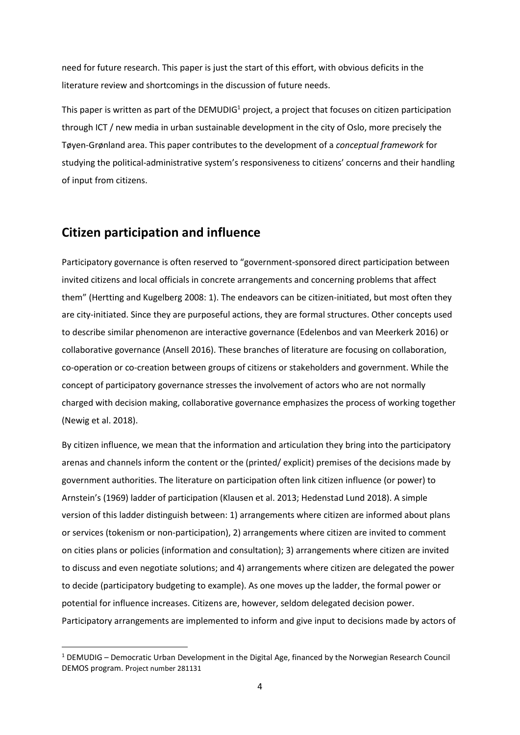need for future research. This paper is just the start of this effort, with obvious deficits in the literature review and shortcomings in the discussion of future needs.

This paper is written as part of the DEMUDIG[1] project, a project that focuses on citizen participation through ICT / new media in urban sustainable development in the city of Oslo, more precisely the Tøyen-Grønland area. This paper contributes to the development of a *conceptual framework* for studying the political-administrative system's responsiveness to citizens' concerns and their handling of input from citizens.

## Citizen participation and influence

Participatory governance is often reserved to "government-sponsored direct participation between invited citizens and local officials in concrete arrangements and concerning problems that affect them" (Hertting and Kugelberg 2008: 1). The endeavors can be citizen-initiated, but most often they are city-initiated. Since they are purposeful actions, they are formal structures. Other concepts used to describe similar phenomenon are interactive governance (Edelenbos and van Meerkerk 2016) or collaborative governance (Ansell 2016). These branches of literature are focusing on collaboration, co-operation or co-creation between groups of citizens or stakeholders and government. While the concept of participatory governance stresses the involvement of actors who are not normally charged with decision making, collaborative governance emphasizes the process of working together (Newig et al. 2018).

By citizen influence, we mean that the information and articulation they bring into the participatory arenas and channels inform the content or the (printed/ explicit) premises of the decisions made by government authorities. The literature on participation often link citizen influence (or power) to Arnstein's (1969) ladder of participation (Klausen et al. 2013; Hedenstad Lund 2018). A simple version of this ladder distinguish between: 1) arrangements where citizen are informed about plans or services (tokenism or non-participation), 2) arrangements where citizen are invited to comment on cities plans or policies (information and consultation); 3) arrangements where citizen are invited to discuss and even negotiate solutions; and 4) arrangements where citizen are delegated the power to decide (participatory budgeting to example). As one moves up the ladder, the formal power or potential for influence increases. Citizens are, however, seldom delegated decision power. Participatory arrangements are implemented to inform and give input to decisions made by actors of

[1] DEMUDIG – Democratic Urban Development in the Digital Age, financed by the Norwegian Research Council DEMOS program. Project number 281131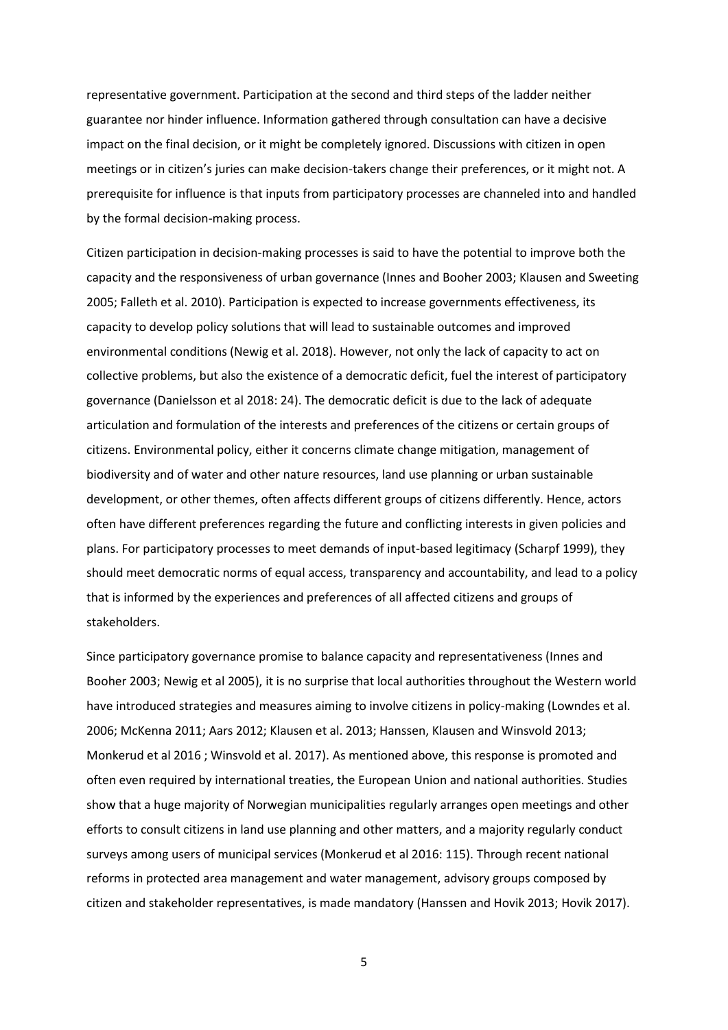representative government. Participation at the second and third steps of the ladder neither guarantee nor hinder influence. Information gathered through consultation can have a decisive impact on the final decision, or it might be completely ignored. Discussions with citizen in open meetings or in citizen's juries can make decision-takers change their preferences, or it might not. A prerequisite for influence is that inputs from participatory processes are channeled into and handled by the formal decision-making process.

Citizen participation in decision-making processes is said to have the potential to improve both the capacity and the responsiveness of urban governance (Innes and Booher 2003; Klausen and Sweeting 2005; Falleth et al. 2010). Participation is expected to increase governments effectiveness, its capacity to develop policy solutions that will lead to sustainable outcomes and improved environmental conditions (Newig et al. 2018). However, not only the lack of capacity to act on collective problems, but also the existence of a democratic deficit, fuel the interest of participatory governance (Danielsson et al 2018: 24). The democratic deficit is due to the lack of adequate articulation and formulation of the interests and preferences of the citizens or certain groups of citizens. Environmental policy, either it concerns climate change mitigation, management of biodiversity and of water and other nature resources, land use planning or urban sustainable development, or other themes, often affects different groups of citizens differently. Hence, actors often have different preferences regarding the future and conflicting interests in given policies and plans. For participatory processes to meet demands of input-based legitimacy (Scharpf 1999), they should meet democratic norms of equal access, transparency and accountability, and lead to a policy that is informed by the experiences and preferences of all affected citizens and groups of stakeholders.

Since participatory governance promise to balance capacity and representativeness (Innes and Booher 2003; Newig et al 2005), it is no surprise that local authorities throughout the Western world have introduced strategies and measures aiming to involve citizens in policy-making (Lowndes et al. 2006; McKenna 2011; Aars 2012; Klausen et al. 2013; Hanssen, Klausen and Winsvold 2013; Monkerud et al 2016 ; Winsvold et al. 2017). As mentioned above, this response is promoted and often even required by international treaties, the European Union and national authorities. Studies show that a huge majority of Norwegian municipalities regularly arranges open meetings and other efforts to consult citizens in land use planning and other matters, and a majority regularly conduct surveys among users of municipal services (Monkerud et al 2016: 115). Through recent national reforms in protected area management and water management, advisory groups composed by citizen and stakeholder representatives, is made mandatory (Hanssen and Hovik 2013; Hovik 2017).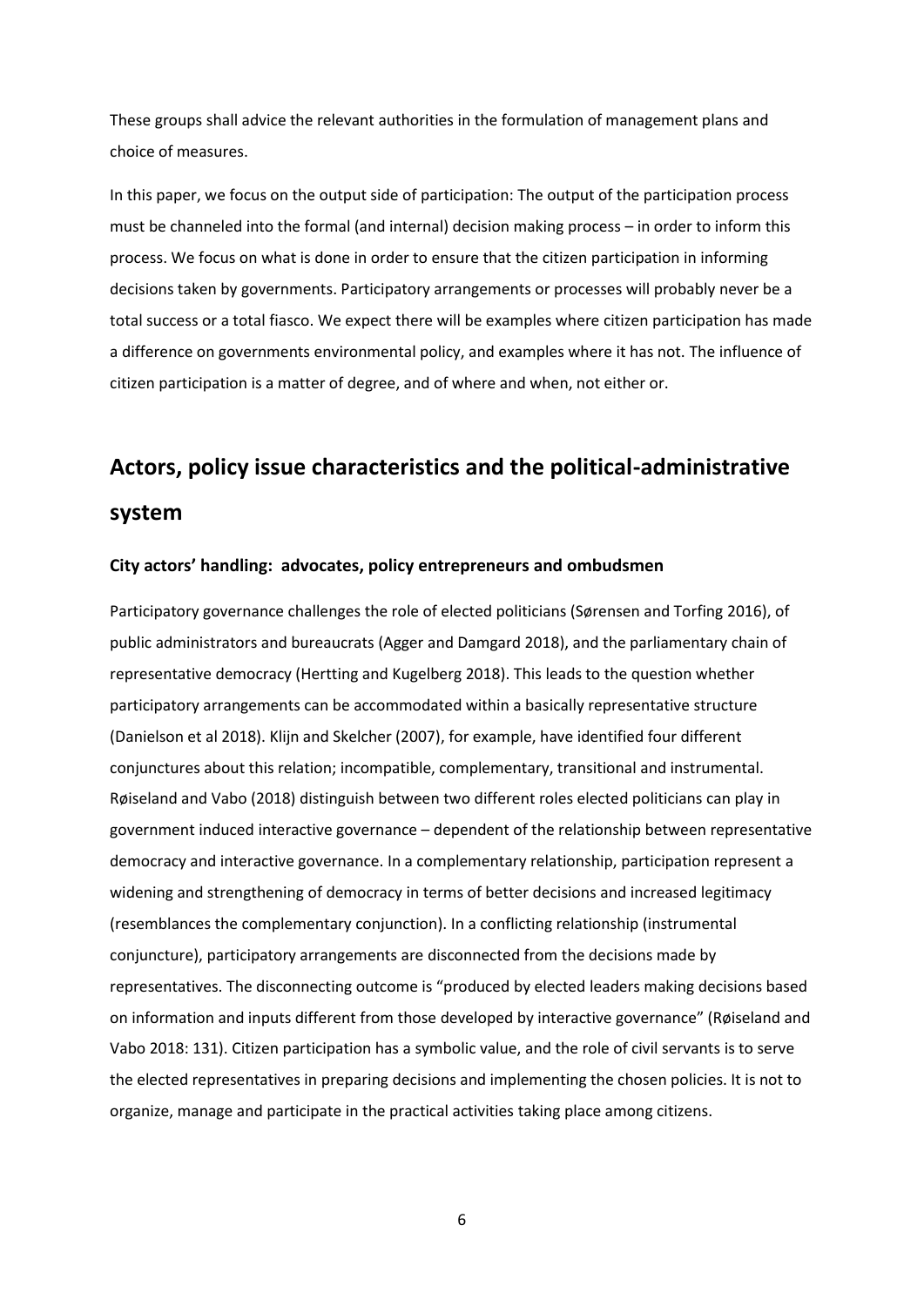These groups shall advice the relevant authorities in the formulation of management plans and choice of measures.

In this paper, we focus on the output side of participation: The output of the participation process must be channeled into the formal (and internal) decision making process – in order to inform this process. We focus on what is done in order to ensure that the citizen participation in informing decisions taken by governments. Participatory arrangements or processes will probably never be a total success or a total fiasco. We expect there will be examples where citizen participation has made a difference on governments environmental policy, and examples where it has not. The influence of citizen participation is a matter of degree, and of where and when, not either or.

## Actors, policy issue characteristics and the political-administrative system

### City actors' handling: advocates, policy entrepreneurs and ombudsmen

Participatory governance challenges the role of elected politicians (Sørensen and Torfing 2016), of public administrators and bureaucrats (Agger and Damgard 2018), and the parliamentary chain of representative democracy (Hertting and Kugelberg 2018). This leads to the question whether participatory arrangements can be accommodated within a basically representative structure (Danielson et al 2018). Klijn and Skelcher (2007), for example, have identified four different conjunctures about this relation; incompatible, complementary, transitional and instrumental. Røiseland and Vabo (2018) distinguish between two different roles elected politicians can play in government induced interactive governance – dependent of the relationship between representative democracy and interactive governance. In a complementary relationship, participation represent a widening and strengthening of democracy in terms of better decisions and increased legitimacy (resemblances the complementary conjunction). In a conflicting relationship (instrumental conjuncture), participatory arrangements are disconnected from the decisions made by representatives. The disconnecting outcome is "produced by elected leaders making decisions based on information and inputs different from those developed by interactive governance" (Røiseland and Vabo 2018: 131). Citizen participation has a symbolic value, and the role of civil servants is to serve the elected representatives in preparing decisions and implementing the chosen policies. It is not to organize, manage and participate in the practical activities taking place among citizens.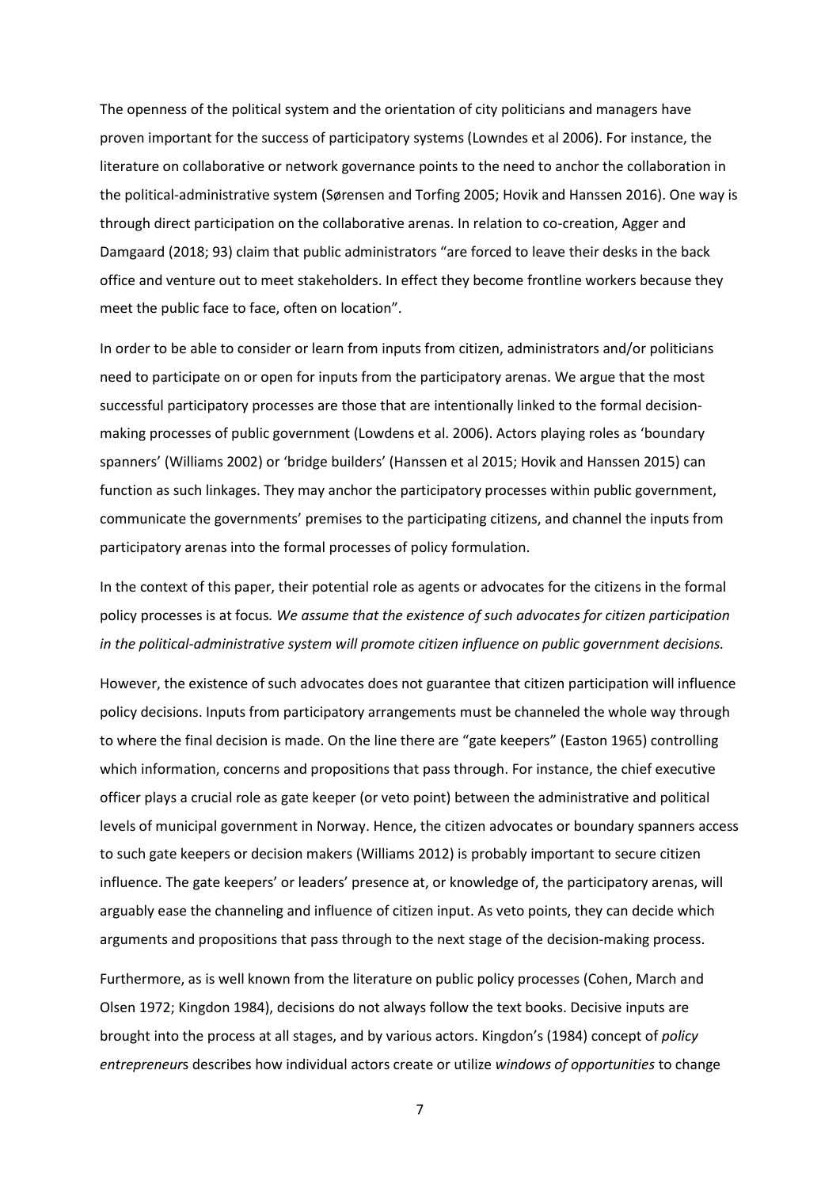The openness of the political system and the orientation of city politicians and managers have proven important for the success of participatory systems (Lowndes et al 2006). For instance, the literature on collaborative or network governance points to the need to anchor the collaboration in the political-administrative system (Sørensen and Torfing 2005; Hovik and Hanssen 2016). One way is through direct participation on the collaborative arenas. In relation to co-creation, Agger and Damgaard (2018; 93) claim that public administrators "are forced to leave their desks in the back office and venture out to meet stakeholders. In effect they become frontline workers because they meet the public face to face, often on location".

In order to be able to consider or learn from inputs from citizen, administrators and/or politicians need to participate on or open for inputs from the participatory arenas. We argue that the most successful participatory processes are those that are intentionally linked to the formal decision-making processes of public government (Lowdens et al. 2006). Actors playing roles as 'boundary spanners' (Williams 2002) or 'bridge builders' (Hanssen et al 2015; Hovik and Hanssen 2015) can function as such linkages. They may anchor the participatory processes within public government, communicate the governments' premises to the participating citizens, and channel the inputs from participatory arenas into the formal processes of policy formulation.

In the context of this paper, their potential role as agents or advocates for the citizens in the formal policy processes is at focus. *We assume that the existence of such advocates for citizen participation in the political-administrative system will promote citizen influence on public government decisions.*

However, the existence of such advocates does not guarantee that citizen participation will influence policy decisions. Inputs from participatory arrangements must be channeled the whole way through to where the final decision is made. On the line there are "gate keepers" (Easton 1965) controlling which information, concerns and propositions that pass through. For instance, the chief executive officer plays a crucial role as gate keeper (or veto point) between the administrative and political levels of municipal government in Norway. Hence, the citizen advocates or boundary spanners access to such gate keepers or decision makers (Williams 2012) is probably important to secure citizen influence. The gate keepers' or leaders' presence at, or knowledge of, the participatory arenas, will arguably ease the channeling and influence of citizen input. As veto points, they can decide which arguments and propositions that pass through to the next stage of the decision-making process.

Furthermore, as is well known from the literature on public policy processes (Cohen, March and Olsen 1972; Kingdon 1984), decisions do not always follow the text books. Decisive inputs are brought into the process at all stages, and by various actors. Kingdon's (1984) concept of *policy entrepreneurs* describes how individual actors create or utilize *windows of opportunities* to change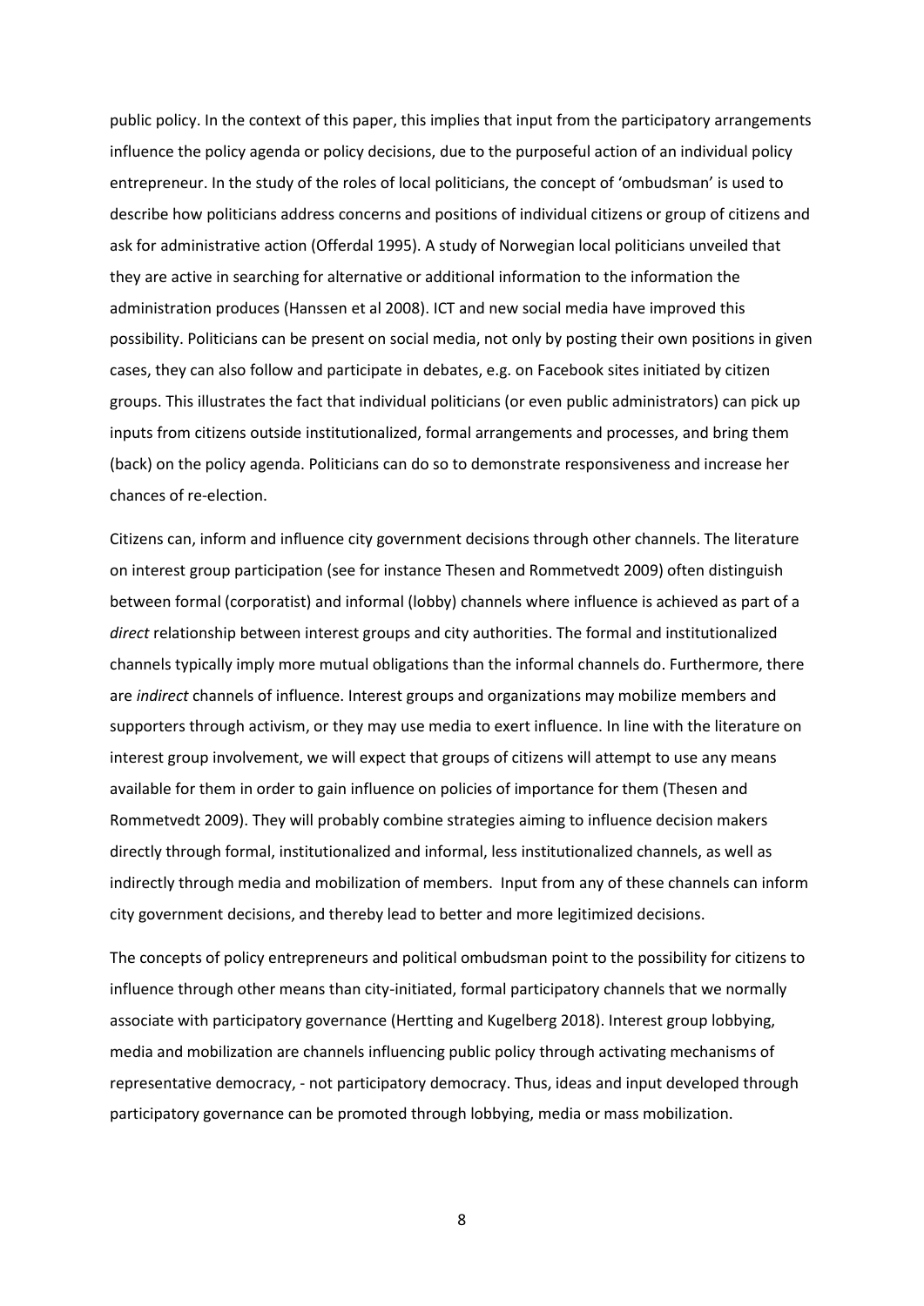public policy. In the context of this paper, this implies that input from the participatory arrangements influence the policy agenda or policy decisions, due to the purposeful action of an individual policy entrepreneur. In the study of the roles of local politicians, the concept of 'ombudsman' is used to describe how politicians address concerns and positions of individual citizens or group of citizens and ask for administrative action (Offerdal 1995). A study of Norwegian local politicians unveiled that they are active in searching for alternative or additional information to the information the administration produces (Hanssen et al 2008). ICT and new social media have improved this possibility. Politicians can be present on social media, not only by posting their own positions in given cases, they can also follow and participate in debates, e.g. on Facebook sites initiated by citizen groups. This illustrates the fact that individual politicians (or even public administrators) can pick up inputs from citizens outside institutionalized, formal arrangements and processes, and bring them (back) on the policy agenda. Politicians can do so to demonstrate responsiveness and increase her chances of re-election.

Citizens can, inform and influence city government decisions through other channels. The literature on interest group participation (see for instance Thesen and Rommetvedt 2009) often distinguish between formal (corporatist) and informal (lobby) channels where influence is achieved as part of a *direct* relationship between interest groups and city authorities. The formal and institutionalized channels typically imply more mutual obligations than the informal channels do. Furthermore, there are *indirect* channels of influence. Interest groups and organizations may mobilize members and supporters through activism, or they may use media to exert influence. In line with the literature on interest group involvement, we will expect that groups of citizens will attempt to use any means available for them in order to gain influence on policies of importance for them (Thesen and Rommetvedt 2009). They will probably combine strategies aiming to influence decision makers directly through formal, institutionalized and informal, less institutionalized channels, as well as indirectly through media and mobilization of members. Input from any of these channels can inform city government decisions, and thereby lead to better and more legitimized decisions.

The concepts of policy entrepreneurs and political ombudsman point to the possibility for citizens to influence through other means than city-initiated, formal participatory channels that we normally associate with participatory governance (Hertting and Kugelberg 2018). Interest group lobbying, media and mobilization are channels influencing public policy through activating mechanisms of representative democracy, - not participatory democracy. Thus, ideas and input developed through participatory governance can be promoted through lobbying, media or mass mobilization.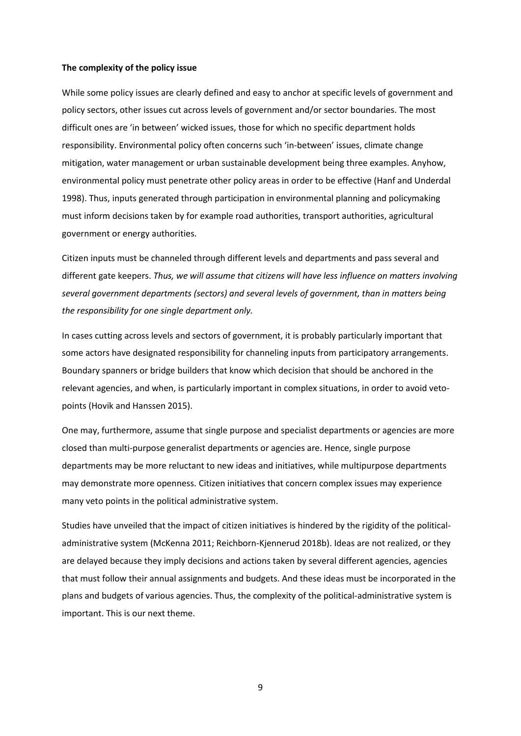**The complexity of the policy issue**

While some policy issues are clearly defined and easy to anchor at specific levels of government and policy sectors, other issues cut across levels of government and/or sector boundaries. The most difficult ones are 'in between' wicked issues, those for which no specific department holds responsibility. Environmental policy often concerns such 'in-between' issues, climate change mitigation, water management or urban sustainable development being three examples. Anyhow, environmental policy must penetrate other policy areas in order to be effective (Hanf and Underdal 1998). Thus, inputs generated through participation in environmental planning and policymaking must inform decisions taken by for example road authorities, transport authorities, agricultural government or energy authorities.

Citizen inputs must be channeled through different levels and departments and pass several and different gate keepers. *Thus, we will assume that citizens will have less influence on matters involving several government departments (sectors) and several levels of government, than in matters being the responsibility for one single department only.*

In cases cutting across levels and sectors of government, it is probably particularly important that some actors have designated responsibility for channeling inputs from participatory arrangements. Boundary spanners or bridge builders that know which decision that should be anchored in the relevant agencies, and when, is particularly important in complex situations, in order to avoid veto-points (Hovik and Hanssen 2015).

One may, furthermore, assume that single purpose and specialist departments or agencies are more closed than multi-purpose generalist departments or agencies are. Hence, single purpose departments may be more reluctant to new ideas and initiatives, while multipurpose departments may demonstrate more openness. Citizen initiatives that concern complex issues may experience many veto points in the political administrative system.

Studies have unveiled that the impact of citizen initiatives is hindered by the rigidity of the political-administrative system (McKenna 2011; Reichborn-Kjennerud 2018b). Ideas are not realized, or they are delayed because they imply decisions and actions taken by several different agencies, agencies that must follow their annual assignments and budgets. And these ideas must be incorporated in the plans and budgets of various agencies. Thus, the complexity of the political-administrative system is important. This is our next theme.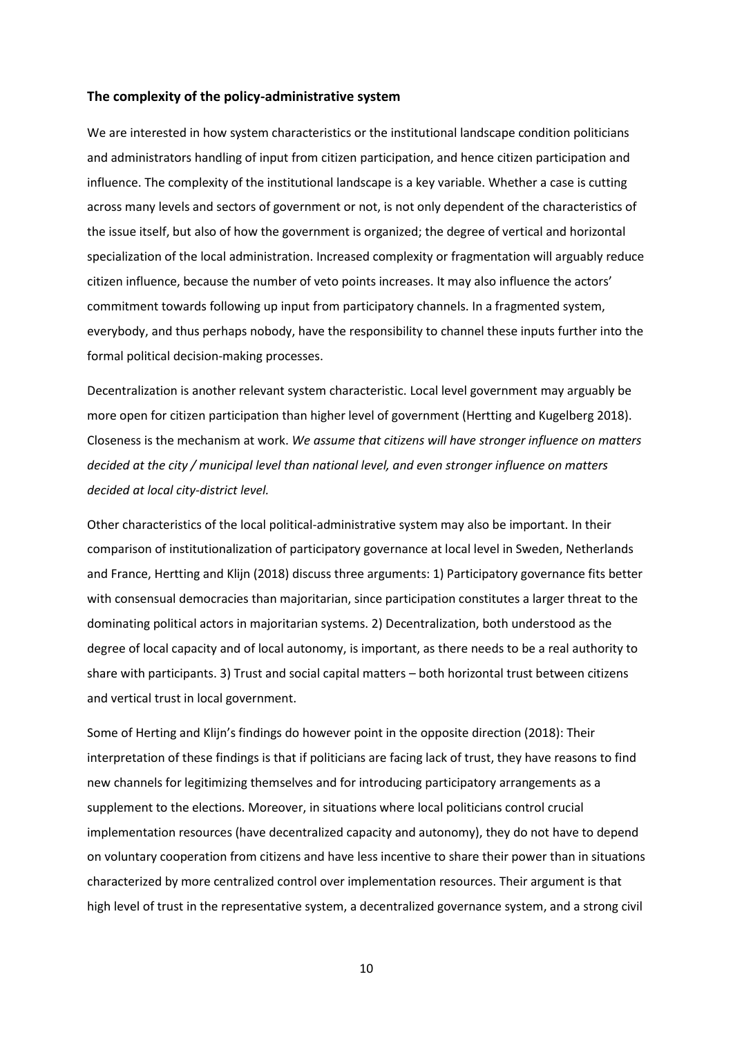**The complexity of the policy-administrative system**

We are interested in how system characteristics or the institutional landscape condition politicians and administrators handling of input from citizen participation, and hence citizen participation and influence. The complexity of the institutional landscape is a key variable. Whether a case is cutting across many levels and sectors of government or not, is not only dependent of the characteristics of the issue itself, but also of how the government is organized; the degree of vertical and horizontal specialization of the local administration. Increased complexity or fragmentation will arguably reduce citizen influence, because the number of veto points increases. It may also influence the actors' commitment towards following up input from participatory channels. In a fragmented system, everybody, and thus perhaps nobody, have the responsibility to channel these inputs further into the formal political decision-making processes.

Decentralization is another relevant system characteristic. Local level government may arguably be more open for citizen participation than higher level of government (Hertting and Kugelberg 2018). Closeness is the mechanism at work. *We assume that citizens will have stronger influence on matters decided at the city / municipal level than national level, and even stronger influence on matters decided at local city-district level.*

Other characteristics of the local political-administrative system may also be important. In their comparison of institutionalization of participatory governance at local level in Sweden, Netherlands and France, Hertting and Klijn (2018) discuss three arguments: 1) Participatory governance fits better with consensual democracies than majoritarian, since participation constitutes a larger threat to the dominating political actors in majoritarian systems. 2) Decentralization, both understood as the degree of local capacity and of local autonomy, is important, as there needs to be a real authority to share with participants. 3) Trust and social capital matters – both horizontal trust between citizens and vertical trust in local government.

Some of Herting and Klijn's findings do however point in the opposite direction (2018): Their interpretation of these findings is that if politicians are facing lack of trust, they have reasons to find new channels for legitimizing themselves and for introducing participatory arrangements as a supplement to the elections. Moreover, in situations where local politicians control crucial implementation resources (have decentralized capacity and autonomy), they do not have to depend on voluntary cooperation from citizens and have less incentive to share their power than in situations characterized by more centralized control over implementation resources. Their argument is that high level of trust in the representative system, a decentralized governance system, and a strong civil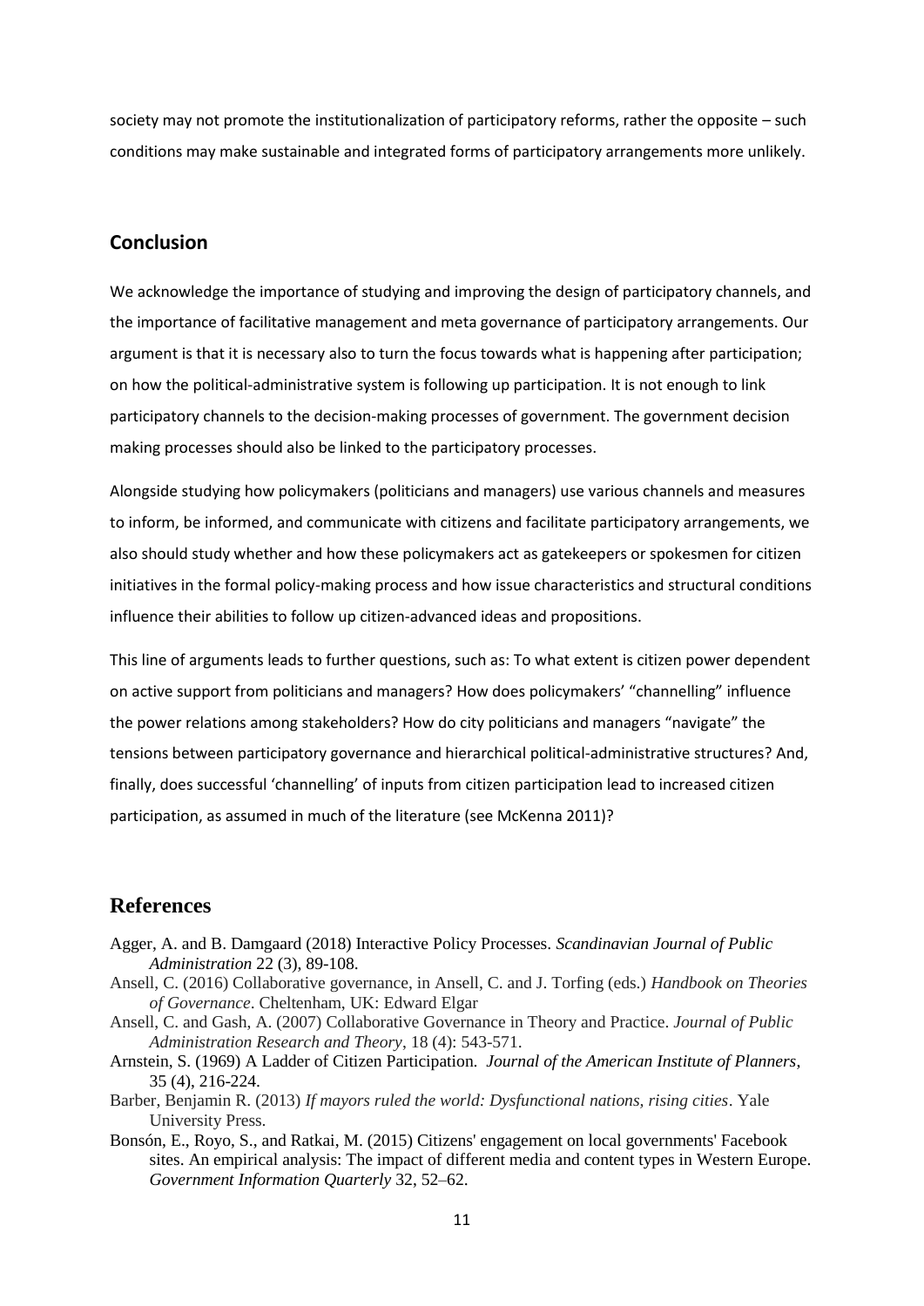society may not promote the institutionalization of participatory reforms, rather the opposite – such conditions may make sustainable and integrated forms of participatory arrangements more unlikely.

## Conclusion

We acknowledge the importance of studying and improving the design of participatory channels, and the importance of facilitative management and meta governance of participatory arrangements. Our argument is that it is necessary also to turn the focus towards what is happening after participation; on how the political-administrative system is following up participation. It is not enough to link participatory channels to the decision-making processes of government. The government decision making processes should also be linked to the participatory processes.

Alongside studying how policymakers (politicians and managers) use various channels and measures to inform, be informed, and communicate with citizens and facilitate participatory arrangements, we also should study whether and how these policymakers act as gatekeepers or spokesmen for citizen initiatives in the formal policy-making process and how issue characteristics and structural conditions influence their abilities to follow up citizen-advanced ideas and propositions.

This line of arguments leads to further questions, such as: To what extent is citizen power dependent on active support from politicians and managers? How does policymakers' "channelling" influence the power relations among stakeholders? How do city politicians and managers "navigate" the tensions between participatory governance and hierarchical political-administrative structures? And, finally, does successful 'channelling' of inputs from citizen participation lead to increased citizen participation, as assumed in much of the literature (see McKenna 2011)?

## References

Agger, A. and B. Damgaard (2018) Interactive Policy Processes. *Scandinavian Journal of Public Administration* 22 (3), 89-108.

Ansell, C. (2016) Collaborative governance, in Ansell, C. and J. Torfing (eds.) *Handbook on Theories of Governance*. Cheltenham, UK: Edward Elgar

Ansell, C. and Gash, A. (2007) Collaborative Governance in Theory and Practice. *Journal of Public Administration Research and Theory*, 18 (4): 543-571.

Arnstein, S. (1969) A Ladder of Citizen Participation. *Journal of the American Institute of Planners*, 35 (4), 216-224.

Barber, Benjamin R. (2013) *If mayors ruled the world: Dysfunctional nations, rising cities*. Yale University Press.

Bonsón, E., Royo, S., and Ratkai, M. (2015) Citizens' engagement on local governments' Facebook sites. An empirical analysis: The impact of different media and content types in Western Europe. *Government Information Quarterly* 32, 52–62.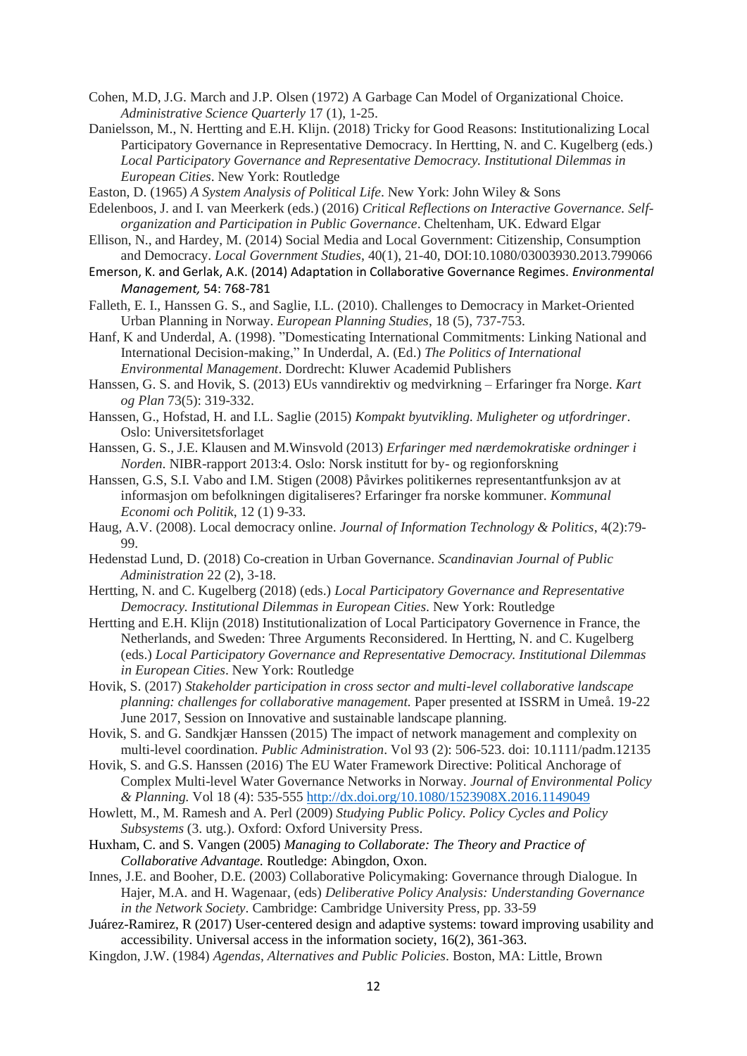Cohen, M.D, J.G. March and J.P. Olsen (1972) A Garbage Can Model of Organizational Choice. *Administrative Science Quarterly* 17 (1), 1-25.

Danielsson, M., N. Hertting and E.H. Klijn. (2018) Tricky for Good Reasons: Institutionalizing Local Participatory Governance in Representative Democracy. In Hertting, N. and C. Kugelberg (eds.) *Local Participatory Governance and Representative Democracy. Institutional Dilemmas in European Cities*. New York: Routledge

Easton, D. (1965) *A System Analysis of Political Life*. New York: John Wiley & Sons

Edelenboos, J. and I. van Meerkerk (eds.) (2016) *Critical Reflections on Interactive Governance. Self-organization and Participation in Public Governance*. Cheltenham, UK. Edward Elgar

Ellison, N., and Hardey, M. (2014) Social Media and Local Government: Citizenship, Consumption and Democracy. *Local Government Studies*, 40(1), 21-40, DOI:10.1080/03003930.2013.799066

Emerson, K. and Gerlak, A.K. (2014) Adaptation in Collaborative Governance Regimes. *Environmental Management,* 54: 768-781

Falleth, E. I., Hanssen G. S., and Saglie, I.L. (2010). Challenges to Democracy in Market-Oriented Urban Planning in Norway. *European Planning Studies*, 18 (5), 737-753.

Hanf, K and Underdal, A. (1998). "Domesticating International Commitments: Linking National and International Decision-making," In Underdal, A. (Ed.) *The Politics of International Environmental Management*. Dordrecht: Kluwer Academid Publishers

Hanssen, G. S. and Hovik, S. (2013) EUs vanndirektiv og medvirkning – Erfaringer fra Norge. *Kart og Plan* 73(5): 319-332.

Hanssen, G., Hofstad, H. and I.L. Saglie (2015) *Kompakt byutvikling. Muligheter og utfordringer*. Oslo: Universitetsforlaget

Hanssen, G. S., J.E. Klausen and M.Winsvold (2013) *Erfaringer med nærdemokratiske ordninger i Norden*. NIBR-rapport 2013:4. Oslo: Norsk institutt for by- og regionforskning

Hanssen, G.S, S.I. Vabo and I.M. Stigen (2008) Påvirkes politikernes representantfunksjon av at informasjon om befolkningen digitaliseres? Erfaringer fra norske kommuner. *Kommunal Economi och Politik*, 12 (1) 9-33.

Haug, A.V. (2008). Local democracy online. *Journal of Information Technology & Politics*, 4(2):79-99.

Hedenstad Lund, D. (2018) Co-creation in Urban Governance. *Scandinavian Journal of Public Administration* 22 (2), 3-18.

Hertting, N. and C. Kugelberg (2018) (eds.) *Local Participatory Governance and Representative Democracy. Institutional Dilemmas in European Cities*. New York: Routledge

Hertting and E.H. Klijn (2018) Institutionalization of Local Participatory Governence in France, the Netherlands, and Sweden: Three Arguments Reconsidered. In Hertting, N. and C. Kugelberg (eds.) *Local Participatory Governance and Representative Democracy. Institutional Dilemmas in European Cities*. New York: Routledge

Hovik, S. (2017) *Stakeholder participation in cross sector and multi-level collaborative landscape planning: challenges for collaborative management.* Paper presented at ISSRM in Umeå. 19-22 June 2017, Session on Innovative and sustainable landscape planning.

Hovik, S. and G. Sandkjær Hanssen (2015) The impact of network management and complexity on multi-level coordination. *Public Administration*. Vol 93 (2): 506-523. doi: 10.1111/padm.12135

Hovik, S. and G.S. Hanssen (2016) The EU Water Framework Directive: Political Anchorage of Complex Multi-level Water Governance Networks in Norway. *Journal of Environmental Policy & Planning.* Vol 18 (4): 535-555 http://dx.doi.org/10.1080/1523908X.2016.1149049

Howlett, M., M. Ramesh and A. Perl (2009) *Studying Public Policy. Policy Cycles and Policy Subsystems* (3. utg.). Oxford: Oxford University Press.

Huxham, C. and S. Vangen (2005) *Managing to Collaborate: The Theory and Practice of Collaborative Advantage.* Routledge: Abingdon, Oxon.

Innes, J.E. and Booher, D.E. (2003) Collaborative Policymaking: Governance through Dialogue. In Hajer, M.A. and H. Wagenaar, (eds) *Deliberative Policy Analysis: Understanding Governance in the Network Society*. Cambridge: Cambridge University Press, pp. 33-59

Juárez-Ramirez, R (2017) User-centered design and adaptive systems: toward improving usability and accessibility. Universal access in the information society, 16(2), 361-363.

Kingdon, J.W. (1984) *Agendas, Alternatives and Public Policies*. Boston, MA: Little, Brown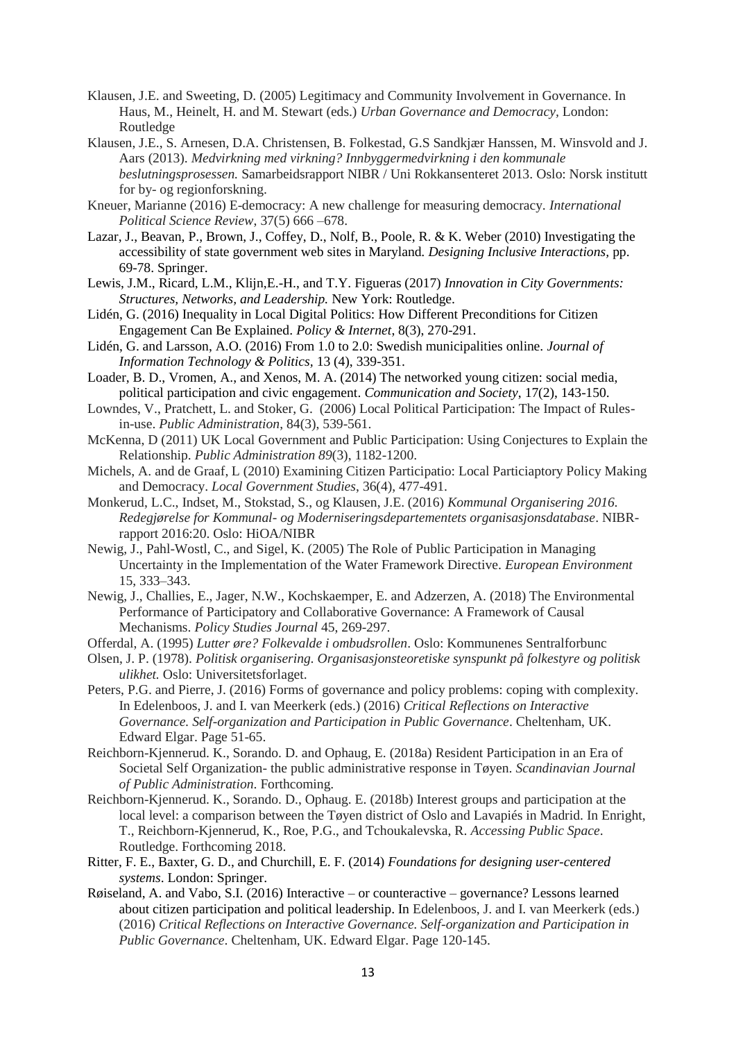Klausen, J.E. and Sweeting, D. (2005) Legitimacy and Community Involvement in Governance. In Haus, M., Heinelt, H. and M. Stewart (eds.) *Urban Governance and Democracy*, London: Routledge

Klausen, J.E., S. Arnesen, D.A. Christensen, B. Folkestad, G.S Sandkjær Hanssen, M. Winsvold and J. Aars (2013). *Medvirkning med virkning? Innbyggermedvirkning i den kommunale beslutningsprosessen.* Samarbeidsrapport NIBR / Uni Rokkansenteret 2013. Oslo: Norsk institutt for by- og regionforskning.

Kneuer, Marianne (2016) E-democracy: A new challenge for measuring democracy. *International Political Science Review*, 37(5) 666 –678.

Lazar, J., Beavan, P., Brown, J., Coffey, D., Nolf, B., Poole, R. & K. Weber (2010) Investigating the accessibility of state government web sites in Maryland*. Designing Inclusive Interactions*, pp. 69-78. Springer.

Lewis, J.M., Ricard, L.M., Klijn,E.-H., and T.Y. Figueras (2017) *Innovation in City Governments: Structures, Networks, and Leadership.* New York: Routledge.

Lidén, G. (2016) Inequality in Local Digital Politics: How Different Preconditions for Citizen Engagement Can Be Explained. *Policy & Internet*, 8(3), 270-291.

Lidén, G. and Larsson, A.O. (2016) From 1.0 to 2.0: Swedish municipalities online. *Journal of Information Technology & Politics*, 13 (4), 339-351.

Loader, B. D., Vromen, A., and Xenos, M. A. (2014) The networked young citizen: social media, political participation and civic engagement. *Communication and Society*, 17(2), 143-150.

Lowndes, V., Pratchett, L. and Stoker, G. (2006) Local Political Participation: The Impact of Rules-in-use. *Public Administration*, 84(3), 539-561.

McKenna, D (2011) UK Local Government and Public Participation: Using Conjectures to Explain the Relationship. *Public Administration 89*(3), 1182-1200.

Michels, A. and de Graaf, L (2010) Examining Citizen Participatio: Local Particiaptory Policy Making and Democracy. *Local Government Studies*, 36(4), 477-491.

Monkerud, L.C., Indset, M., Stokstad, S., og Klausen, J.E. (2016) *Kommunal Organisering 2016. Redegjørelse for Kommunal- og Moderniseringsdepartementets organisasjonsdatabase*. NIBR-rapport 2016:20. Oslo: HiOA/NIBR

Newig, J., Pahl-Wostl, C., and Sigel, K. (2005) The Role of Public Participation in Managing Uncertainty in the Implementation of the Water Framework Directive. *European Environment* 15, 333–343.

Newig, J., Challies, E., Jager, N.W., Kochskaemper, E. and Adzerzen, A. (2018) The Environmental Performance of Participatory and Collaborative Governance: A Framework of Causal Mechanisms. *Policy Studies Journal* 45, 269-297.

Offerdal, A. (1995) *Lutter øre? Folkevalde i ombudsrollen*. Oslo: Kommunenes Sentralforbunc

Olsen, J. P. (1978). *Politisk organisering. Organisasjonsteoretiske synspunkt på folkestyre og politisk ulikhet.* Oslo: Universitetsforlaget.

Peters, P.G. and Pierre, J. (2016) Forms of governance and policy problems: coping with complexity. In Edelenboos, J. and I. van Meerkerk (eds.) (2016) *Critical Reflections on Interactive Governance. Self-organization and Participation in Public Governance*. Cheltenham, UK. Edward Elgar. Page 51-65.

Reichborn-Kjennerud. K., Sorando. D. and Ophaug, E. (2018a) Resident Participation in an Era of Societal Self Organization- the public administrative response in Tøyen. *Scandinavian Journal of Public Administration*. Forthcoming.

Reichborn-Kjennerud. K., Sorando. D., Ophaug. E. (2018b) Interest groups and participation at the local level: a comparison between the Tøyen district of Oslo and Lavapiés in Madrid. In Enright, T., Reichborn-Kjennerud, K., Roe, P.G., and Tchoukalevska, R. *Accessing Public Space*. Routledge. Forthcoming 2018.

Ritter, F. E., Baxter, G. D., and Churchill, E. F. (2014) *Foundations for designing user-centered systems*. London: Springer.

Røiseland, A. and Vabo, S.I. (2016) Interactive – or counteractive – governance? Lessons learned about citizen participation and political leadership. In Edelenboos, J. and I. van Meerkerk (eds.) (2016) *Critical Reflections on Interactive Governance. Self-organization and Participation in Public Governance*. Cheltenham, UK. Edward Elgar. Page 120-145.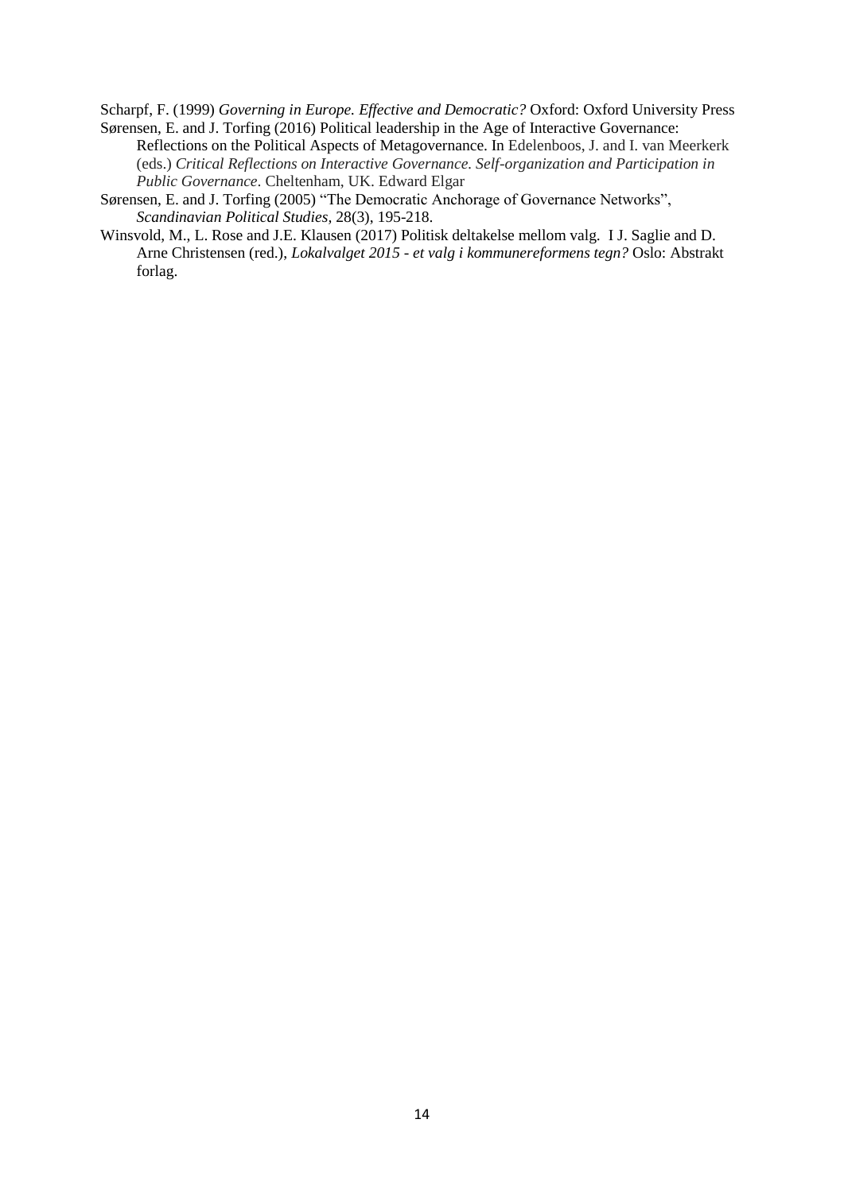Scharpf, F. (1999) *Governing in Europe. Effective and Democratic?* Oxford: Oxford University Press

Sørensen, E. and J. Torfing (2016) Political leadership in the Age of Interactive Governance: Reflections on the Political Aspects of Metagovernance. In Edelenboos, J. and I. van Meerkerk (eds.) *Critical Reflections on Interactive Governance. Self-organization and Participation in Public Governance*. Cheltenham, UK. Edward Elgar

Sørensen, E. and J. Torfing (2005) "The Democratic Anchorage of Governance Networks", *Scandinavian Political Studies,* 28(3), 195-218.

Winsvold, M., L. Rose and J.E. Klausen (2017) Politisk deltakelse mellom valg. I J. Saglie and D. Arne Christensen (red.), *Lokalvalget 2015 - et valg i kommunereformens tegn?* Oslo: Abstrakt forlag.